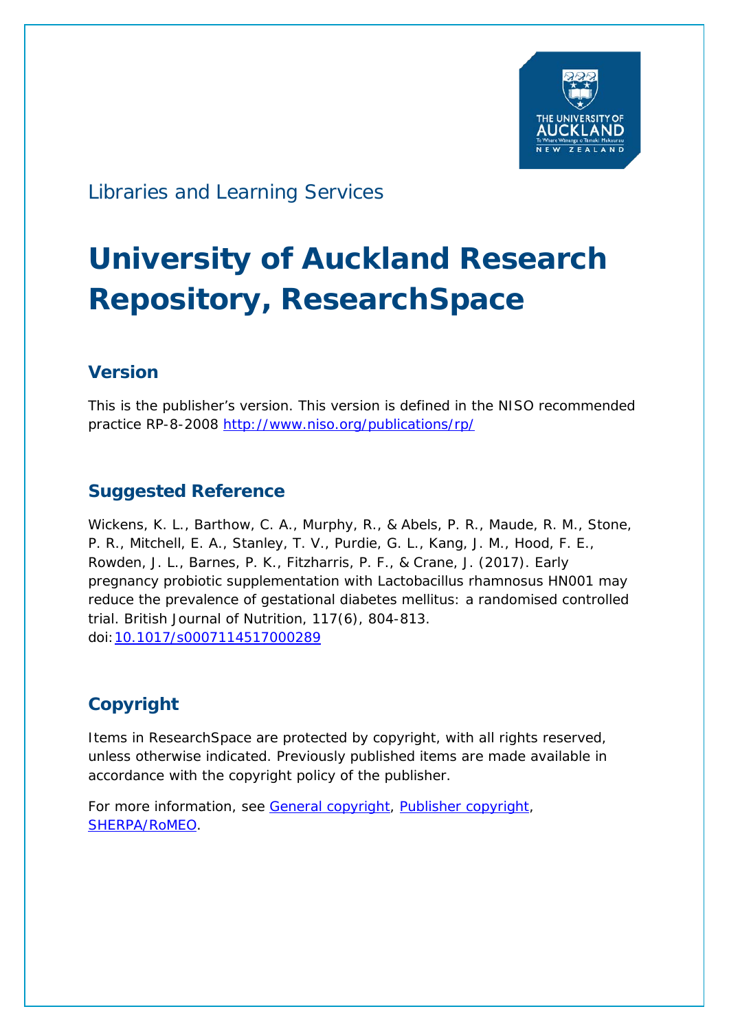Libraries and Learning Services

# University of Auckland Research Repository, ResearchSpace

## Version

This is the publisher's version. This version is defined in the NISO recommended practice RP-8-2008 http://www.niso.org/publications/rp/

## Suggested Reference

Wickens, K. L., Barthow, C. A., Murphy, R., & Abels, P. R., Maude, R. M., Stone, P. R., Mitchell, E. A., Stanley, T. V., Purdie, G. L., Kang, J. M., Hood, F. E., Rowden, J. L., Barnes, P. K., Fitzharris, P. F., & Crane, J. (2017). Early pregnancy probiotic supplementation with Lactobacillus rhamnosus HN001 may reduce the prevalence of gestational diabetes mellitus: a randomised controlled trial. British Journal of Nutrition, 117(6), 804-813. doi:10.1017/s0007114517000289

## Copyright

Items in ResearchSpace are protected by copyright, with all rights reserved, unless otherwise indicated. Previously published items are made available in accordance with the copyright policy of the publisher.

For more information, see General copyright, Publisher copyright, SHERPA/RoMEO.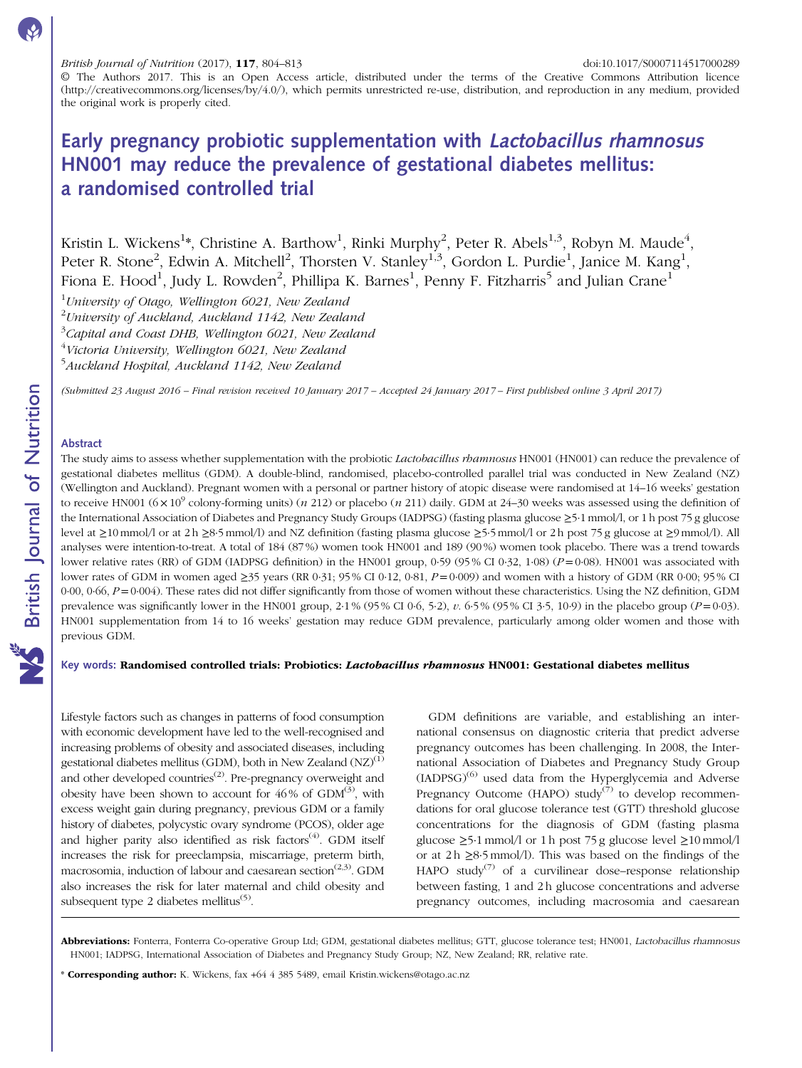British Journal of Nutrition (2017), 117, 804–813 doi:10.1017/S0007114517000289

© The Authors 2017. This is an Open Access article, distributed under the terms of the Creative Commons Attribution licence (http://creativecommons.org/licenses/by/4.0/), which permits unrestricted re-use, distribution, and reproduction in any medium, provided the original work is properly cited.

# Early pregnancy probiotic supplementation with *Lactobacillus rhamnosus* HN001 may reduce the prevalence of gestational diabetes mellitus: a randomised controlled trial

Kristin L. Wickens[1]*, Christine A. Barthow[1], Rinki Murphy[2], Peter R. Abels[1,3], Robyn M. Maude[4], Peter R. Stone[2], Edwin A. Mitchell[2], Thorsten V. Stanley[1,3], Gordon L. Purdie[1], Janice M. Kang[1], Fiona E. Hood[1], Judy L. Rowden[2], Phillipa K. Barnes[1], Penny F. Fitzharris[5] and Julian Crane[1]

[1]*University of Otago, Wellington 6021, New Zealand*
[2]*University of Auckland, Auckland 1142, New Zealand*
[3]*Capital and Coast DHB, Wellington 6021, New Zealand*
[4]*Victoria University, Wellington 6021, New Zealand*
[5]*Auckland Hospital, Auckland 1142, New Zealand*

*(Submitted 23 August 2016 – Final revision received 10 January 2017 – Accepted 24 January 2017 – First published online 3 April 2017)*

## Abstract

The study aims to assess whether supplementation with the probiotic *Lactobacillus rhamnosus* HN001 (HN001) can reduce the prevalence of gestational diabetes mellitus (GDM). A double-blind, randomised, placebo-controlled parallel trial was conducted in New Zealand (NZ) (Wellington and Auckland). Pregnant women with a personal or partner history of atopic disease were randomised at 14–16 weeks' gestation to receive HN001 ($6 \times 10^9$ colony-forming units) (*n* 212) or placebo (*n* 211) daily. GDM at 24–30 weeks was assessed using the definition of the International Association of Diabetes and Pregnancy Study Groups (IADPSG) (fasting plasma glucose ≥5·1 mmol/l, or 1 h post 75 g glucose level at ≥10 mmol/l or at 2 h ≥8·5 mmol/l) and NZ definition (fasting plasma glucose ≥5·5 mmol/l or 2 h post 75 g glucose at ≥9 mmol/l). All analyses were intention-to-treat. A total of 184 (87 %) women took HN001 and 189 (90 %) women took placebo. There was a trend towards lower relative rates (RR) of GDM (IADPSG definition) in the HN001 group, 0·59 (95 % CI 0·32, 1·08) (*P* = 0·08). HN001 was associated with lower rates of GDM in women aged ≥35 years (RR 0·31; 95 % CI 0·12, 0·81, *P* = 0·009) and women with a history of GDM (RR 0·00; 95 % CI 0·00, 0·66, *P* = 0·004). These rates did not differ significantly from those of women without these characteristics. Using the NZ definition, GDM prevalence was significantly lower in the HN001 group, 2·1 % (95 % CI 0·6, 5·2), *v.* 6·5 % (95 % CI 3·5, 10·9) in the placebo group (*P* = 0·03). HN001 supplementation from 14 to 16 weeks' gestation may reduce GDM prevalence, particularly among older women and those with previous GDM.

**Key words: Randomised controlled trials: Probiotics: *Lactobacillus rhamnosus* HN001: Gestational diabetes mellitus**

Lifestyle factors such as changes in patterns of food consumption with economic development have led to the well-recognised and increasing problems of obesity and associated diseases, including gestational diabetes mellitus (GDM), both in New Zealand (NZ)[1] and other developed countries[2]. Pre-pregnancy overweight and obesity have been shown to account for 46 % of GDM[3], with excess weight gain during pregnancy, previous GDM or a family history of diabetes, polycystic ovary syndrome (PCOS), older age and higher parity also identified as risk factors[4]. GDM itself increases the risk for preeclampsia, miscarriage, preterm birth, macrosomia, induction of labour and caesarean section[2,3]. GDM also increases the risk for later maternal and child obesity and subsequent type 2 diabetes mellitus[5].

GDM definitions are variable, and establishing an international consensus on diagnostic criteria that predict adverse pregnancy outcomes has been challenging. In 2008, the International Association of Diabetes and Pregnancy Study Group (IADPSG)[6] used data from the Hyperglycemia and Adverse Pregnancy Outcome (HAPO) study[7] to develop recommendations for oral glucose tolerance test (GTT) threshold glucose concentrations for the diagnosis of GDM (fasting plasma glucose ≥5·1 mmol/l or 1 h post 75 g glucose level ≥10 mmol/l or at 2 h ≥8·5 mmol/l). This was based on the findings of the HAPO study[7] of a curvilinear dose–response relationship between fasting, 1 and 2 h glucose concentrations and adverse pregnancy outcomes, including macrosomia and caesarean

**Abbreviations:** Fonterra, Fonterra Co-operative Group Ltd; GDM, gestational diabetes mellitus; GTT, glucose tolerance test; HN001, *Lactobacillus rhamnosus* HN001; IADPSG, International Association of Diabetes and Pregnancy Study Group; NZ, New Zealand; RR, relative rate.

\* **Corresponding author:** K. Wickens, fax +64 4 385 5489, email Kristin.wickens@otago.ac.nz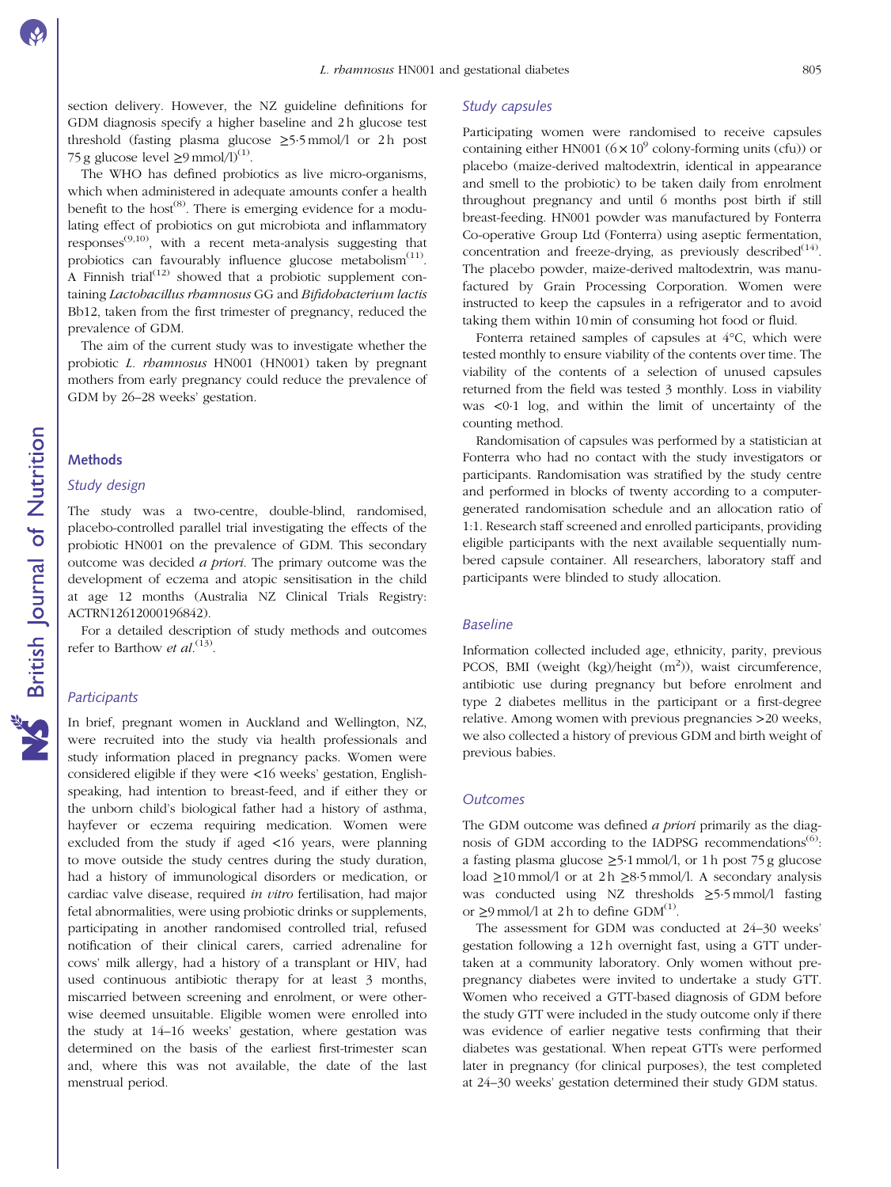section delivery. However, the NZ guideline definitions for GDM diagnosis specify a higher baseline and 2 h glucose test threshold (fasting plasma glucose ≥5·5 mmol/l or 2 h post 75 g glucose level ≥9 mmol/l)[1].

The WHO has defined probiotics as live micro-organisms, which when administered in adequate amounts confer a health benefit to the host[8]. There is emerging evidence for a modulating effect of probiotics on gut microbiota and inflammatory responses[9,10], with a recent meta-analysis suggesting that probiotics can favourably influence glucose metabolism[11]. A Finnish trial[12] showed that a probiotic supplement containing *Lactobacillus rhamnosus* GG and *Bifidobacterium lactis* Bb12, taken from the first trimester of pregnancy, reduced the prevalence of GDM.

The aim of the current study was to investigate whether the probiotic *L. rhamnosus* HN001 (HN001) taken by pregnant mothers from early pregnancy could reduce the prevalence of GDM by 26–28 weeks' gestation.

## Methods

### Study design

The study was a two-centre, double-blind, randomised, placebo-controlled parallel trial investigating the effects of the probiotic HN001 on the prevalence of GDM. This secondary outcome was decided *a priori*. The primary outcome was the development of eczema and atopic sensitisation in the child at age 12 months (Australia NZ Clinical Trials Registry: ACTRN12612000196842).

For a detailed description of study methods and outcomes refer to Barthow *et al.*[13].

### Participants

In brief, pregnant women in Auckland and Wellington, NZ, were recruited into the study via health professionals and study information placed in pregnancy packs. Women were considered eligible if they were <16 weeks' gestation, English-speaking, had intention to breast-feed, and if either they or the unborn child's biological father had a history of asthma, hayfever or eczema requiring medication. Women were excluded from the study if aged <16 years, were planning to move outside the study centres during the study duration, had a history of immunological disorders or medication, or cardiac valve disease, required *in vitro* fertilisation, had major fetal abnormalities, were using probiotic drinks or supplements, participating in another randomised controlled trial, refused notification of their clinical carers, carried adrenaline for cows' milk allergy, had a history of a transplant or HIV, had used continuous antibiotic therapy for at least 3 months, miscarried between screening and enrolment, or were otherwise deemed unsuitable. Eligible women were enrolled into the study at 14–16 weeks' gestation, where gestation was determined on the basis of the earliest first-trimester scan and, where this was not available, the date of the last menstrual period.

### Study capsules

Participating women were randomised to receive capsules containing either HN001 ($6 \times 10^9$ colony-forming units (cfu)) or placebo (maize-derived maltodextrin, identical in appearance and smell to the probiotic) to be taken daily from enrolment throughout pregnancy and until 6 months post birth if still breast-feeding. HN001 powder was manufactured by Fonterra Co-operative Group Ltd (Fonterra) using aseptic fermentation, concentration and freeze-drying, as previously described[14]. The placebo powder, maize-derived maltodextrin, was manufactured by Grain Processing Corporation. Women were instructed to keep the capsules in a refrigerator and to avoid taking them within 10 min of consuming hot food or fluid.

Fonterra retained samples of capsules at 4°C, which were tested monthly to ensure viability of the contents over time. The viability of the contents of a selection of unused capsules returned from the field was tested 3 monthly. Loss in viability was <0·1 log, and within the limit of uncertainty of the counting method.

Randomisation of capsules was performed by a statistician at Fonterra who had no contact with the study investigators or participants. Randomisation was stratified by the study centre and performed in blocks of twenty according to a computer-generated randomisation schedule and an allocation ratio of 1:1. Research staff screened and enrolled participants, providing eligible participants with the next available sequentially numbered capsule container. All researchers, laboratory staff and participants were blinded to study allocation.

### Baseline

Information collected included age, ethnicity, parity, previous PCOS, BMI (weight (kg)/height ($m^2$)), waist circumference, antibiotic use during pregnancy but before enrolment and type 2 diabetes mellitus in the participant or a first-degree relative. Among women with previous pregnancies >20 weeks, we also collected a history of previous GDM and birth weight of previous babies.

### Outcomes

The GDM outcome was defined *a priori* primarily as the diagnosis of GDM according to the IADPSG recommendations[6]: a fasting plasma glucose ≥5·1 mmol/l, or 1 h post 75 g glucose load ≥10 mmol/l or at 2 h ≥8·5 mmol/l. A secondary analysis was conducted using NZ thresholds ≥5·5 mmol/l fasting or ≥9 mmol/l at 2 h to define GDM[1].

The assessment for GDM was conducted at 24–30 weeks' gestation following a 12 h overnight fast, using a GTT undertaken at a community laboratory. Only women without pre-pregnancy diabetes were invited to undertake a study GTT. Women who received a GTT-based diagnosis of GDM before the study GTT were included in the study outcome only if there was evidence of earlier negative tests confirming that their diabetes was gestational. When repeat GTTs were performed later in pregnancy (for clinical purposes), the test completed at 24–30 weeks' gestation determined their study GDM status.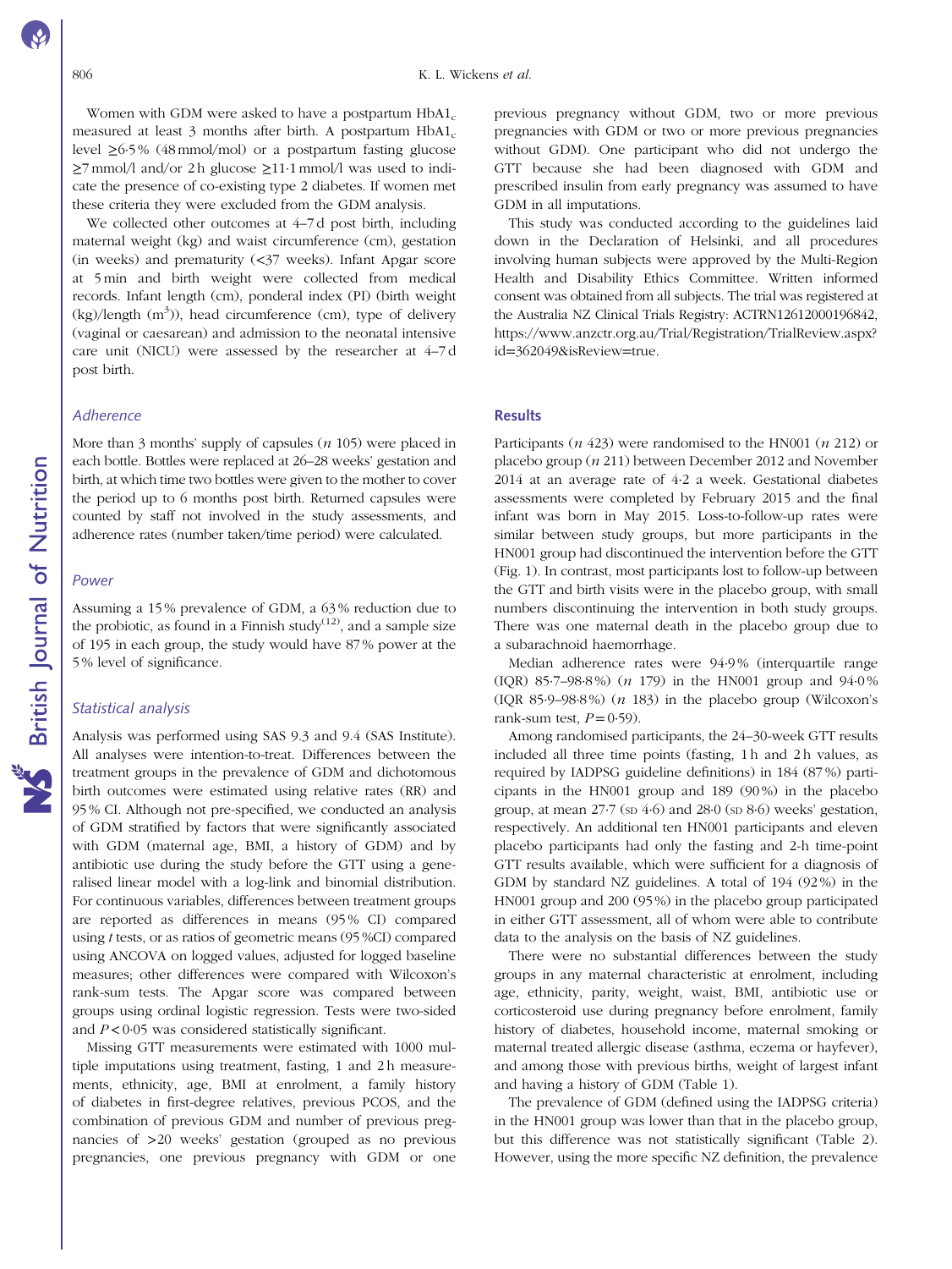Women with GDM were asked to have a postpartum $HbA1_c$ measured at least 3 months after birth. A postpartum $HbA1_c$ level ≥6·5 % (48 mmol/mol) or a postpartum fasting glucose ≥7 mmol/l and/or 2 h glucose ≥11·1 mmol/l was used to indicate the presence of co-existing type 2 diabetes. If women met these criteria they were excluded from the GDM analysis.

We collected other outcomes at 4–7 d post birth, including maternal weight (kg) and waist circumference (cm), gestation (in weeks) and prematurity (<37 weeks). Infant Apgar score at 5 min and birth weight were collected from medical records. Infant length (cm), ponderal index (PI) (birth weight (kg)/length ($m^3$)), head circumference (cm), type of delivery (vaginal or caesarean) and admission to the neonatal intensive care unit (NICU) were assessed by the researcher at 4–7 d post birth.

### Adherence

More than 3 months' supply of capsules (*n* 105) were placed in each bottle. Bottles were replaced at 26–28 weeks' gestation and birth, at which time two bottles were given to the mother to cover the period up to 6 months post birth. Returned capsules were counted by staff not involved in the study assessments, and adherence rates (number taken/time period) were calculated.

### Power

Assuming a 15 % prevalence of GDM, a 63 % reduction due to the probiotic, as found in a Finnish study[12], and a sample size of 195 in each group, the study would have 87 % power at the 5 % level of significance.

### Statistical analysis

Analysis was performed using SAS 9.3 and 9.4 (SAS Institute). All analyses were intention-to-treat. Differences between the treatment groups in the prevalence of GDM and dichotomous birth outcomes were estimated using relative rates (RR) and 95 % CI. Although not pre-specified, we conducted an analysis of GDM stratified by factors that were significantly associated with GDM (maternal age, BMI, a history of GDM) and by antibiotic use during the study before the GTT using a generalised linear model with a log-link and binomial distribution. For continuous variables, differences between treatment groups are reported as differences in means (95 % CI) compared using *t* tests, or as ratios of geometric means (95 %CI) compared using ANCOVA on logged values, adjusted for logged baseline measures; other differences were compared with Wilcoxon's rank-sum tests. The Apgar score was compared between groups using ordinal logistic regression. Tests were two-sided and $P<0·05$ was considered statistically significant.

Missing GTT measurements were estimated with 1000 multiple imputations using treatment, fasting, 1 and 2 h measurements, ethnicity, age, BMI at enrolment, a family history of diabetes in first-degree relatives, previous PCOS, and the combination of previous GDM and number of previous pregnancies of >20 weeks' gestation (grouped as no previous pregnancies, one previous pregnancy with GDM or one previous pregnancy without GDM, two or more previous pregnancies with GDM or two or more previous pregnancies without GDM). One participant who did not undergo the GTT because she had been diagnosed with GDM and prescribed insulin from early pregnancy was assumed to have GDM in all imputations.

This study was conducted according to the guidelines laid down in the Declaration of Helsinki, and all procedures involving human subjects were approved by the Multi-Region Health and Disability Ethics Committee. Written informed consent was obtained from all subjects. The trial was registered at the Australia NZ Clinical Trials Registry: ACTRN12612000196842, https://www.anzctr.org.au/Trial/Registration/TrialReview.aspx?id=362049&isReview=true.

## Results

Participants (*n* 423) were randomised to the HN001 (*n* 212) or placebo group (*n* 211) between December 2012 and November 2014 at an average rate of 4·2 a week. Gestational diabetes assessments were completed by February 2015 and the final infant was born in May 2015. Loss-to-follow-up rates were similar between study groups, but more participants in the HN001 group had discontinued the intervention before the GTT (Fig. 1). In contrast, most participants lost to follow-up between the GTT and birth visits were in the placebo group, with small numbers discontinuing the intervention in both study groups. There was one maternal death in the placebo group due to a subarachnoid haemorrhage.

Median adherence rates were 94·9 % (interquartile range (IQR) 85·7–98·8 %) (*n* 179) in the HN001 group and 94·0 % (IQR 85·9–98·8 %) (*n* 183) in the placebo group (Wilcoxon's rank-sum test, $P=0·59$).

Among randomised participants, the 24–30-week GTT results included all three time points (fasting, 1 h and 2 h values, as required by IADPSG guideline definitions) in 184 (87 %) participants in the HN001 group and 189 (90 %) in the placebo group, at mean 27·7 (SD 4·6) and 28·0 (SD 8·6) weeks' gestation, respectively. An additional ten HN001 participants and eleven placebo participants had only the fasting and 2-h time-point GTT results available, which were sufficient for a diagnosis of GDM by standard NZ guidelines. A total of 194 (92 %) in the HN001 group and 200 (95 %) in the placebo group participated in either GTT assessment, all of whom were able to contribute data to the analysis on the basis of NZ guidelines.

There were no substantial differences between the study groups in any maternal characteristic at enrolment, including age, ethnicity, parity, weight, waist, BMI, antibiotic use or corticosteroid use during pregnancy before enrolment, family history of diabetes, household income, maternal smoking or maternal treated allergic disease (asthma, eczema or hayfever), and among those with previous births, weight of largest infant and having a history of GDM (Table 1).

The prevalence of GDM (defined using the IADPSG criteria) in the HN001 group was lower than that in the placebo group, but this difference was not statistically significant (Table 2). However, using the more specific NZ definition, the prevalence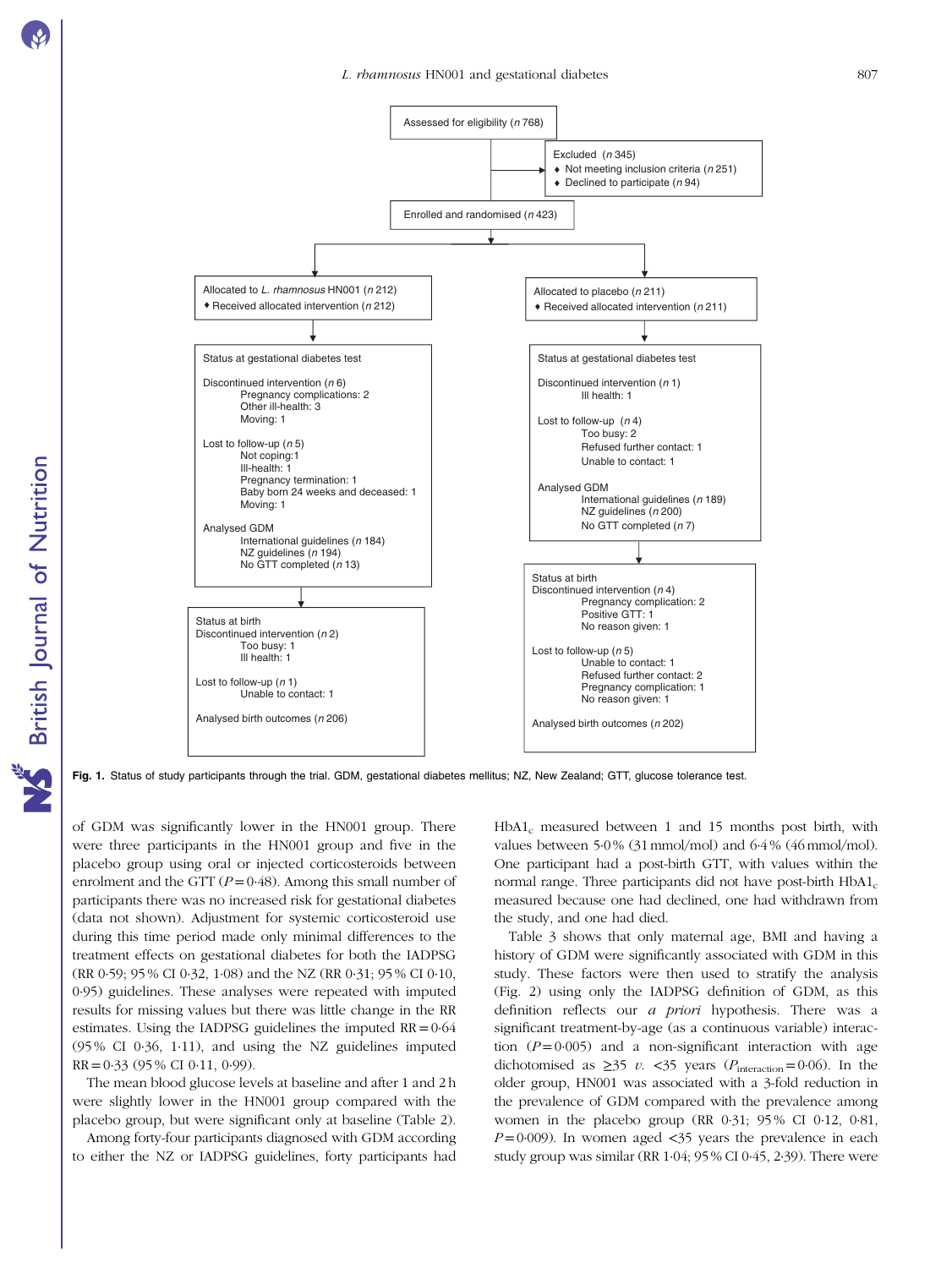Assessed for eligibility (*n* 768)

Excluded (*n* 345)
- Not meeting inclusion criteria (*n* 251)
- Declined to participate (*n* 94)

Enrolled and randomised (*n* 423)

Allocated to *L. rhamnosus* HN001 (*n* 212)
- Received allocated intervention (*n* 212)

Status at gestational diabetes test

Discontinued intervention (*n* 6)
Pregnancy complications: 2
Other ill-health: 3
Moving: 1

Lost to follow-up (*n* 5)
Not coping:1
Ill-health: 1
Pregnancy termination: 1
Baby born 24 weeks and deceased: 1
Moving: 1

Analysed GDM
International guidelines (*n* 184)
NZ guidelines (*n* 194)
No GTT completed (*n* 13)

Status at birth
Discontinued intervention (*n* 2)
Too busy: 1
Ill health: 1

Lost to follow-up (*n* 1)
Unable to contact: 1

Analysed birth outcomes (*n* 206)

Allocated to placebo (*n* 211)
- Received allocated intervention (*n* 211)

Status at gestational diabetes test

Discontinued intervention (*n* 1)
Ill health: 1

Lost to follow-up (*n* 4)
Too busy: 2
Refused further contact: 1
Unable to contact: 1

Analysed GDM
International guidelines (*n* 189)
NZ guidelines (*n* 200)
No GTT completed (*n* 7)

Status at birth
Discontinued intervention (*n* 4)
Pregnancy complication: 2
Positive GTT: 1
No reason given: 1

Lost to follow-up (*n* 5)
Unable to contact: 1
Refused further contact: 2
Pregnancy complication: 1
No reason given: 1

Analysed birth outcomes (*n* 202)

**Fig. 1.** Status of study participants through the trial. GDM, gestational diabetes mellitus; NZ, New Zealand; GTT, glucose tolerance test.

of GDM was significantly lower in the HN001 group. There were three participants in the HN001 group and five in the placebo group using oral or injected corticosteroids between enrolment and the GTT ($P = 0·48$). Among this small number of participants there was no increased risk for gestational diabetes (data not shown). Adjustment for systemic corticosteroid use during this time period made only minimal differences to the treatment effects on gestational diabetes for both the IADPSG (RR 0·59; 95 % CI 0·32, 1·08) and the NZ (RR 0·31; 95 % CI 0·10, 0·95) guidelines. These analyses were repeated with imputed results for missing values but there was little change in the RR estimates. Using the IADPSG guidelines the imputed RR = 0·64 (95 % CI 0·36, 1·11), and using the NZ guidelines imputed RR = 0·33 (95 % CI 0·11, 0·99).

The mean blood glucose levels at baseline and after 1 and 2 h were slightly lower in the HN001 group compared with the placebo group, but were significant only at baseline (Table 2).

Among forty-four participants diagnosed with GDM according to either the NZ or IADPSG guidelines, forty participants had $HbA1_c$ measured between 1 and 15 months post birth, with values between 5·0 % (31 mmol/mol) and 6·4 % (46 mmol/mol). One participant had a post-birth GTT, with values within the normal range. Three participants did not have post-birth $HbA1_c$ measured because one had declined, one had withdrawn from the study, and one had died.

Table 3 shows that only maternal age, BMI and having a history of GDM were significantly associated with GDM in this study. These factors were then used to stratify the analysis (Fig. 2) using only the IADPSG definition of GDM, as this definition reflects our *a priori* hypothesis. There was a significant treatment-by-age (as a continuous variable) interaction ($P = 0·005$) and a non-significant interaction with age dichotomised as ≥35 *v.* <35 years ($P_{interaction} = 0·06$). In the older group, HN001 was associated with a 3-fold reduction in the prevalence of GDM compared with the prevalence among women in the placebo group (RR 0·31; 95 % CI 0·12, 0·81, $P = 0·009$). In women aged <35 years the prevalence in each study group was similar (RR 1·04; 95 % CI 0·45, 2·39). There were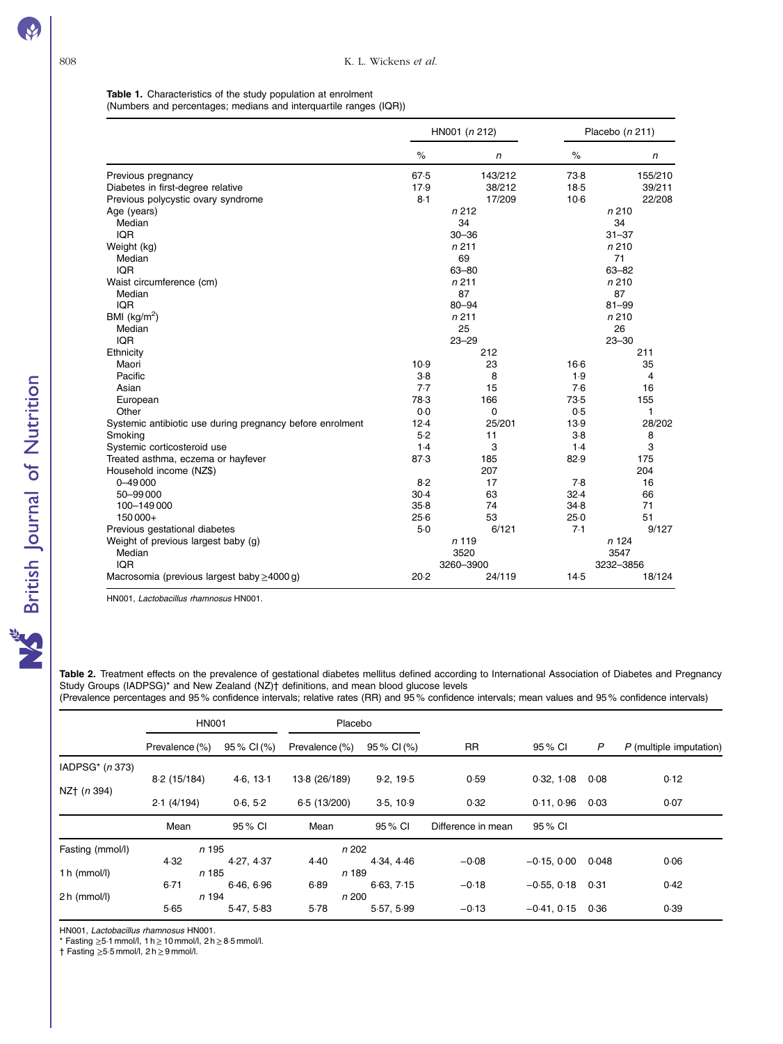**Table 1.** Characteristics of the study population at enrolment
(Numbers and percentages; medians and interquartile ranges (IQR))

| | HN001 (*n* 212) | | Placebo (*n* 211) | |
|---|---|---|---|---|
| | % | *n* | % | *n* |
| Previous pregnancy | 67·5 | 143/212 | 73·8 | 155/210 |
| Diabetes in first-degree relative | 17·9 | 38/212 | 18·5 | 39/211 |
| Previous polycystic ovary syndrome | 8·1 | 17/209 | 10·6 | 22/208 |
| Age (years) | *n* 212 | | *n* 210 | |
| Median | 34 | | 34 | |
| IQR | 30–36 | | 31–37 | |
| Weight (kg) | *n* 211 | | *n* 210 | |
| Median | 69 | | 71 | |
| IQR | 63–80 | | 63–82 | |
| Waist circumference (cm) | *n* 211 | | *n* 210 | |
| Median | 87 | | 87 | |
| IQR | 80–94 | | 81–99 | |
| BMI (kg/m$^2$) | *n* 211 | | *n* 210 | |
| Median | 25 | | 26 | |
| IQR | 23–29 | | 23–30 | |
| Ethnicity | | 212 | | 211 |
| Maori | 10·9 | 23 | 16·6 | 35 |
| Pacific | 3·8 | 8 | 1·9 | 4 |
| Asian | 7·7 | 15 | 7·6 | 16 |
| European | 78·3 | 166 | 73·5 | 155 |
| Other | 0·0 | 0 | 0·5 | 1 |
| Systemic antibiotic use during pregnancy before enrolment | 12·4 | 25/201 | 13·9 | 28/202 |
| Smoking | 5·2 | 11 | 3·8 | 8 |
| Systemic corticosteroid use | 1·4 | 3 | 1·4 | 3 |
| Treated asthma, eczema or hayfever | 87·3 | 185 | 82·9 | 175 |
| Household income (NZ$) | | 207 | | 204 |
| 0–49 000 | 8·2 | 17 | 7·8 | 16 |
| 50–99 000 | 30·4 | 63 | 32·4 | 66 |
| 100–149 000 | 35·8 | 74 | 34·8 | 71 |
| 150 000+ | 25·6 | 53 | 25·0 | 51 |
| Previous gestational diabetes | 5·0 | 6/121 | 7·1 | 9/127 |
| Weight of previous largest baby (g) | *n* 119 | | *n* 124 | |
| Median | 3520 | | 3547 | |
| IQR | 3260–3900 | | 3232–3856 | |
| Macrosomia (previous largest baby ≥4000 g) | 20·2 | 24/119 | 14·5 | 18/124 |

HN001, *Lactobacillus rhamnosus* HN001.

**Table 2.** Treatment effects on the prevalence of gestational diabetes mellitus defined according to International Association of Diabetes and Pregnancy Study Groups (IADPSG)* and New Zealand (NZ)† definitions, and mean blood glucose levels
(Prevalence percentages and 95 % confidence intervals; relative rates (RR) and 95 % confidence intervals; mean values and 95 % confidence intervals)

| | HN001 | | Placebo | | | | | |
|---|---|---|---|---|---|---|---|---|
| | Prevalence (%) | 95 % CI (%) | Prevalence (%) | 95 % CI (%) | RR | 95 % CI | *P* | *P* (multiple imputation) |
| IADPSG* (*n* 373) | 8·2 (15/184) | 4·6, 13·1 | 13·8 (26/189) | 9·2, 19·5 | 0·59 | 0·32, 1·08 | 0·08 | 0·12 |
| NZ† (*n* 394) | 2·1 (4/194) | 0·6, 5·2 | 6·5 (13/200) | 3·5, 10·9 | 0·32 | 0·11, 0·96 | 0·03 | 0·07 |
| | Mean | 95 % CI | Mean | 95 % CI | Difference in mean | 95 % CI | | |
| Fasting (mmol/l) | *n* 195 | | *n* 202 | | | | | |
| | 4·32 | 4·27, 4·37 | 4·40 | 4·34, 4·46 | −0·08 | −0·15, 0·00 | 0·048 | 0·06 |
| 1 h (mmol/l) | *n* 185 | | *n* 189 | | | | | |
| | 6·71 | 6·46, 6·96 | 6·89 | 6·63, 7·15 | −0·18 | −0·55, 0·18 | 0·31 | 0·42 |
| 2 h (mmol/l) | *n* 194 | | *n* 200 | | | | | |
| | 5·65 | 5·47, 5·83 | 5·78 | 5·57, 5·99 | −0·13 | −0·41, 0·15 | 0·36 | 0·39 |

HN001, *Lactobacillus rhamnosus* HN001.
* Fasting ≥5·1 mmol/l, 1 h ≥ 10 mmol/l, 2 h ≥ 8·5 mmol/l.
† Fasting ≥5·5 mmol/l, 2 h ≥ 9 mmol/l.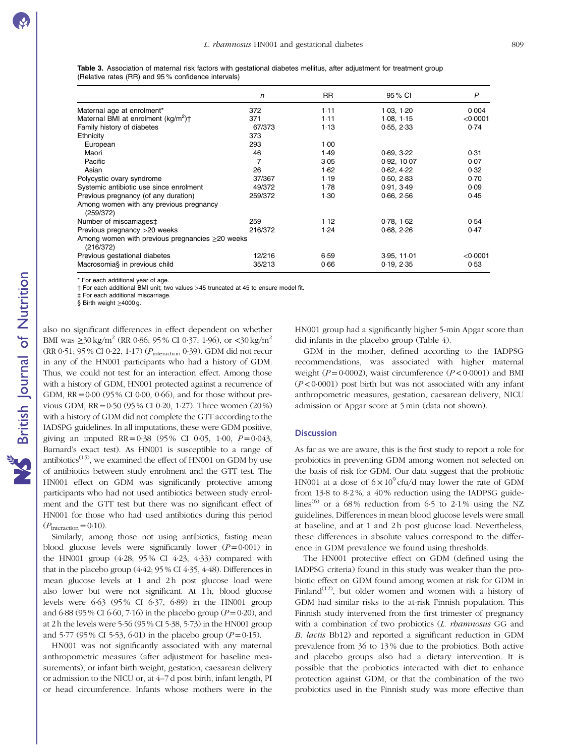**Table 3.** Association of maternal risk factors with gestational diabetes mellitus, after adjustment for treatment group (Relative rates (RR) and 95 % confidence intervals)

| | n | RR | 95 % CI | P |
|---|---|---|---|---|
| Maternal age at enrolment* | 372 | 1·11 | 1·03, 1·20 | 0·004 |
| Maternal BMI at enrolment (kg/m²)† | 371 | 1·11 | 1·08, 1·15 | <0·0001 |
| Family history of diabetes | 67/373 | 1·13 | 0·55, 2·33 | 0·74 |
| Ethnicity | 373 | | | |
| European | 293 | 1·00 | | |
| Maori | 46 | 1·49 | 0·69, 3·22 | 0·31 |
| Pacific | 7 | 3·05 | 0·92, 10·07 | 0·07 |
| Asian | 26 | 1·62 | 0·62, 4·22 | 0·32 |
| Polycystic ovary syndrome | 37/367 | 1·19 | 0·50, 2·83 | 0·70 |
| Systemic antibiotic use since enrolment | 49/372 | 1·78 | 0·91, 3·49 | 0·09 |
| Previous pregnancy (of any duration) | 259/372 | 1·30 | 0·66, 2·56 | 0·45 |
| Among women with any previous pregnancy (259/372) | | | | |
| Number of miscarriages‡ | 259 | 1·12 | 0·78, 1·62 | 0·54 |
| Previous pregnancy >20 weeks | 216/372 | 1·24 | 0·68, 2·26 | 0·47 |
| Among women with previous pregnancies ≥20 weeks (216/372) | | | | |
| Previous gestational diabetes | 12/216 | 6·59 | 3·95, 11·01 | <0·0001 |
| Macrosomia§ in previous child | 35/213 | 0·66 | 0·19, 2·35 | 0·53 |

\* For each additional year of age.
† For each additional BMI unit; two values >45 truncated at 45 to ensure model fit.
‡ For each additional miscarriage.
§ Birth weight ≥4000 g.

also no significant differences in effect dependent on whether BMI was ≥30 kg/m² (RR 0·86; 95 % CI 0·37, 1·96), or <30 kg/m² (RR 0·51; 95 % CI 0·22, 1·17) ($P_{interaction}$ 0·39). GDM did not recur in any of the HN001 participants who had a history of GDM. Thus, we could not test for an interaction effect. Among those with a history of GDM, HN001 protected against a recurrence of GDM, RR = 0·00 (95 % CI 0·00, 0·66), and for those without previous GDM, RR = 0·50 (95 % CI 0·20, 1·27). Three women (20 %) with a history of GDM did not complete the GTT according to the IADSPG guidelines. In all imputations, these were GDM positive, giving an imputed RR = 0·38 (95 % CI 0·05, 1·00, P = 0·043, Barnard's exact test). As HN001 is susceptible to a range of antibiotics[15], we examined the effect of HN001 on GDM by use of antibiotics between study enrolment and the GTT test. The HN001 effect on GDM was significantly protective among participants who had not used antibiotics between study enrolment and the GTT test but there was no significant effect of HN001 for those who had used antibiotics during this period ($P_{interaction}$ = 0·10).

Similarly, among those not using antibiotics, fasting mean blood glucose levels were significantly lower (P = 0·001) in the HN001 group (4·28; 95 % CI 4·23, 4·33) compared with that in the placebo group (4·42; 95 % CI 4·35, 4·48). Differences in mean glucose levels at 1 and 2 h post glucose load were also lower but were not significant. At 1 h, blood glucose levels were 6·63 (95 % CI 6·37, 6·89) in the HN001 group and 6·88 (95 % CI 6·60, 7·16) in the placebo group (P = 0·20), and at 2 h the levels were 5·56 (95 % CI 5·38, 5·73) in the HN001 group and 5·77 (95 % CI 5·53, 6·01) in the placebo group (P = 0·15).

HN001 was not significantly associated with any maternal anthropometric measures (after adjustment for baseline measurements), or infant birth weight, gestation, caesarean delivery or admission to the NICU or, at 4–7 d post birth, infant length, PI or head circumference. Infants whose mothers were in the HN001 group had a significantly higher 5-min Apgar score than did infants in the placebo group (Table 4).

GDM in the mother, defined according to the IADPSG recommendations, was associated with higher maternal weight (P = 0·0002), waist circumference (P < 0·0001) and BMI (P < 0·0001) post birth but was not associated with any infant anthropometric measures, gestation, caesarean delivery, NICU admission or Apgar score at 5 min (data not shown).

## Discussion

As far as we are aware, this is the first study to report a role for probiotics in preventing GDM among women not selected on the basis of risk for GDM. Our data suggest that the probiotic HN001 at a dose of $6 \times 10^9$ cfu/d may lower the rate of GDM from 13·8 to 8·2 %, a 40 % reduction using the IADPSG guidelines[6] or a 68 % reduction from 6·5 to 2·1 % using the NZ guidelines. Differences in mean blood glucose levels were small at baseline, and at 1 and 2 h post glucose load. Nevertheless, these differences in absolute values correspond to the difference in GDM prevalence we found using thresholds.

The HN001 protective effect on GDM (defined using the IADPSG criteria) found in this study was weaker than the probiotic effect on GDM found among women at risk for GDM in Finland[12], but older women and women with a history of GDM had similar risks to the at-risk Finnish population. This Finnish study intervened from the first trimester of pregnancy with a combination of two probiotics (*L. rhamnosus* GG and *B. lactis* Bb12) and reported a significant reduction in GDM prevalence from 36 to 13 % due to the probiotics. Both active and placebo groups also had a dietary intervention. It is possible that the probiotics interacted with diet to enhance protection against GDM, or that the combination of the two probiotics used in the Finnish study was more effective than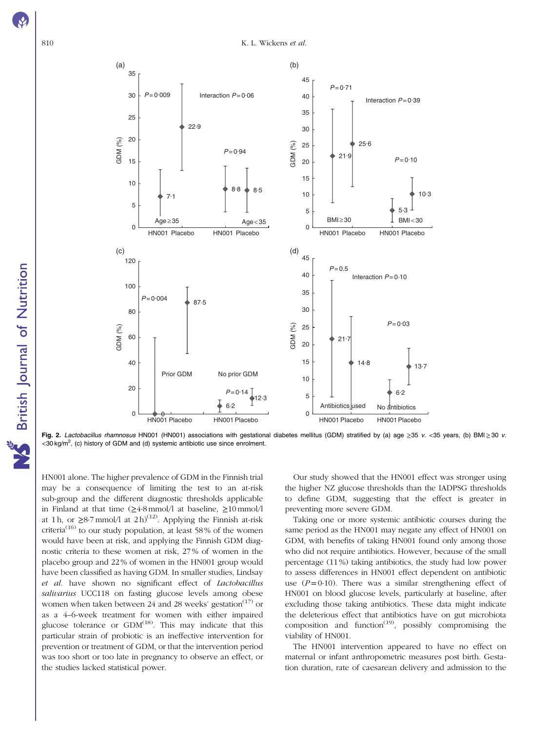Fig. 2. *Lactobacillus rhamnosus* HN001 (HN001) associations with gestational diabetes mellitus (GDM) stratified by (a) age ≥35 *v.* <35 years, (b) BMI ≥ 30 *v.* <30 kg/m$^2$, (c) history of GDM and (d) systemic antibiotic use since enrolment.

HN001 alone. The higher prevalence of GDM in the Finnish trial may be a consequence of limiting the test to an at-risk sub-group and the different diagnostic thresholds applicable in Finland at that time (≥4·8 mmol/l at baseline, ≥10 mmol/l at 1 h, or ≥8·7 mmol/l at 2 h)[12]. Applying the Finnish at-risk criteria[16] to our study population, at least 58 % of the women would have been at risk, and applying the Finnish GDM diagnostic criteria to these women at risk, 27 % of women in the placebo group and 22 % of women in the HN001 group would have been classified as having GDM. In smaller studies, Lindsay *et al.* have shown no significant effect of *Lactobacillus salivarius* UCC118 on fasting glucose levels among obese women when taken between 24 and 28 weeks' gestation[17] or as a 4–6-week treatment for women with either impaired glucose tolerance or GDM[18]. This may indicate that this particular strain of probiotic is an ineffective intervention for prevention or treatment of GDM, or that the intervention period was too short or too late in pregnancy to observe an effect, or the studies lacked statistical power.

Our study showed that the HN001 effect was stronger using the higher NZ glucose thresholds than the IADPSG thresholds to define GDM, suggesting that the effect is greater in preventing more severe GDM.

Taking one or more systemic antibiotic courses during the same period as the HN001 may negate any effect of HN001 on GDM, with benefits of taking HN001 found only among those who did not require antibiotics. However, because of the small percentage (11 %) taking antibiotics, the study had low power to assess differences in HN001 effect dependent on antibiotic use ($P$ = 0·10). There was a similar strengthening effect of HN001 on blood glucose levels, particularly at baseline, after excluding those taking antibiotics. These data might indicate the deleterious effect that antibiotics have on gut microbiota composition and function[19], possibly compromising the viability of HN001.

The HN001 intervention appeared to have no effect on maternal or infant anthropometric measures post birth. Gestation duration, rate of caesarean delivery and admission to the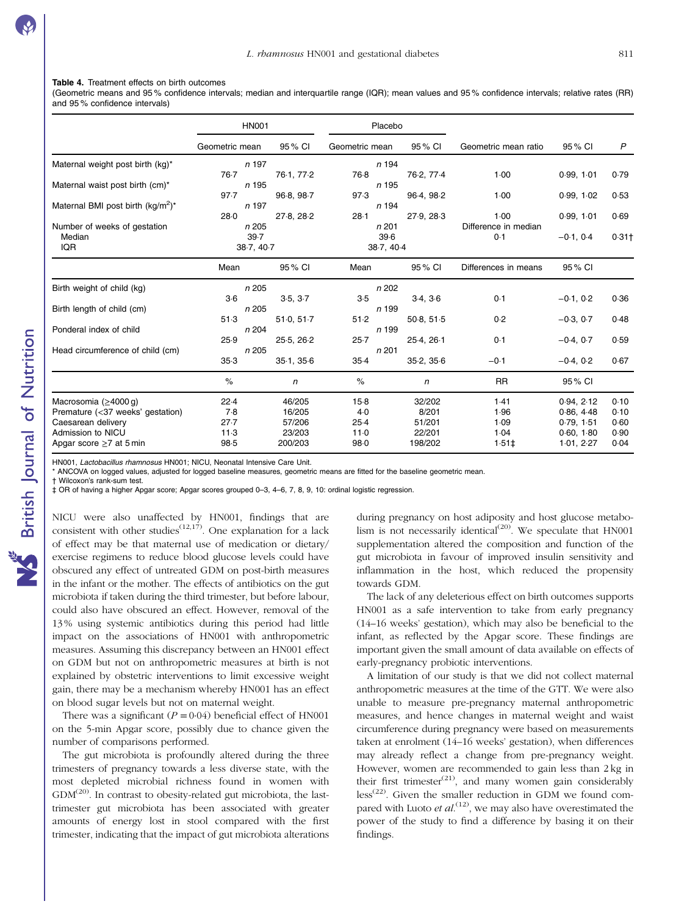**Table 4.** Treatment effects on birth outcomes

(Geometric means and 95 % confidence intervals; median and interquartile range (IQR); mean values and 95 % confidence intervals; relative rates (RR) and 95 % confidence intervals)

| | HN001 | | Placebo | | | | |
|---|---|---|---|---|---|---|---|
| | Geometric mean | 95 % CI | Geometric mean | 95 % CI | Geometric mean ratio | 95 % CI | *P* |
| Maternal weight post birth (kg)* | *n* 197 | | *n* 194 | | | | |
| | 76·7 | 76·1, 77·2 | 76·8 | 76·2, 77·4 | 1·00 | 0·99, 1·01 | 0·79 |
| Maternal waist post birth (cm)* | *n* 195 | | *n* 195 | | | | |
| | 97·7 | 96·8, 98·7 | 97·3 | 96·4, 98·2 | 1·00 | 0·99, 1·02 | 0·53 |
| Maternal BMI post birth (kg/m²)* | *n* 197 | | *n* 194 | | | | |
| | 28·0 | 27·8, 28·2 | 28·1 | 27·9, 28·3 | 1·00 | 0·99, 1·01 | 0·69 |
| Number of weeks of gestation | *n* 205 | | *n* 201 | | Difference in median | | |
| Median | 39·7 | | 39·6 | | 0·1 | −0·1, 0·4 | 0·31† |
| IQR | 38·7, 40·7 | | 38·7, 40·4 | | | | |
| | Mean | 95 % CI | Mean | 95 % CI | Differences in means | 95 % CI | |
| Birth weight of child (kg) | *n* 205 | | *n* 202 | | | | |
| | 3·6 | 3·5, 3·7 | 3·5 | 3·4, 3·6 | 0·1 | −0·1, 0·2 | 0·36 |
| Birth length of child (cm) | *n* 205 | | *n* 199 | | | | |
| | 51·3 | 51·0, 51·7 | 51·2 | 50·8, 51·5 | 0·2 | −0·3, 0·7 | 0·48 |
| Ponderal index of child | *n* 204 | | *n* 199 | | | | |
| | 25·9 | 25·5, 26·2 | 25·7 | 25·4, 26·1 | 0·1 | −0·4, 0·7 | 0·59 |
| Head circumference of child (cm) | *n* 205 | | *n* 201 | | | | |
| | 35·3 | 35·1, 35·6 | 35·4 | 35·2, 35·6 | −0·1 | −0·4, 0·2 | 0·67 |
| | % | *n* | % | *n* | RR | 95 % CI | |
| Macrosomia (≥4000 g) | 22·4 | 46/205 | 15·8 | 32/202 | 1·41 | 0·94, 2·12 | 0·10 |
| Premature (<37 weeks' gestation) | 7·8 | 16/205 | 4·0 | 8/201 | 1·96 | 0·86, 4·48 | 0·10 |
| Caesarean delivery | 27·7 | 57/206 | 25·4 | 51/201 | 1·09 | 0·79, 1·51 | 0·60 |
| Admission to NICU | 11·3 | 23/203 | 11·0 | 22/201 | 1·04 | 0·60, 1·80 | 0·90 |
| Apgar score ≥7 at 5 min | 98·5 | 200/203 | 98·0 | 198/202 | 1·51‡ | 1·01, 2·27 | 0·04 |

HN001, *Lactobacillus rhamnosus* HN001; NICU, Neonatal Intensive Care Unit.
\* ANCOVA on logged values, adjusted for logged baseline measures, geometric means are fitted for the baseline geometric mean.
† Wilcoxon's rank-sum test.
‡ OR of having a higher Apgar score; Apgar scores grouped 0–3, 4–6, 7, 8, 9, 10: ordinal logistic regression.

NICU were also unaffected by HN001, findings that are consistent with other studies[12,17]. One explanation for a lack of effect may be that maternal use of medication or dietary/exercise regimens to reduce blood glucose levels could have obscured any effect of untreated GDM on post-birth measures in the infant or the mother. The effects of antibiotics on the gut microbiota if taken during the third trimester, but before labour, could also have obscured an effect. However, removal of the 13 % using systemic antibiotics during this period had little impact on the associations of HN001 with anthropometric measures. Assuming this discrepancy between an HN001 effect on GDM but not on anthropometric measures at birth is not explained by obstetric interventions to limit excessive weight gain, there may be a mechanism whereby HN001 has an effect on blood sugar levels but not on maternal weight.

There was a significant ($P = 0·04$) beneficial effect of HN001 on the 5-min Apgar score, possibly due to chance given the number of comparisons performed.

The gut microbiota is profoundly altered during the three trimesters of pregnancy towards a less diverse state, with the most depleted microbial richness found in women with GDM[20]. In contrast to obesity-related gut microbiota, the last-trimester gut microbiota has been associated with greater amounts of energy lost in stool compared with the first trimester, indicating that the impact of gut microbiota alterations during pregnancy on host adiposity and host glucose metabolism is not necessarily identical[20]. We speculate that HN001 supplementation altered the composition and function of the gut microbiota in favour of improved insulin sensitivity and inflammation in the host, which reduced the propensity towards GDM.

The lack of any deleterious effect on birth outcomes supports HN001 as a safe intervention to take from early pregnancy (14–16 weeks' gestation), which may also be beneficial to the infant, as reflected by the Apgar score. These findings are important given the small amount of data available on effects of early-pregnancy probiotic interventions.

A limitation of our study is that we did not collect maternal anthropometric measures at the time of the GTT. We were also unable to measure pre-pregnancy maternal anthropometric measures, and hence changes in maternal weight and waist circumference during pregnancy were based on measurements taken at enrolment (14–16 weeks' gestation), when differences may already reflect a change from pre-pregnancy weight. However, women are recommended to gain less than 2 kg in their first trimester[21], and many women gain considerably less[22]. Given the smaller reduction in GDM we found compared with Luoto *et al.*[12], we may also have overestimated the power of the study to find a difference by basing it on their findings.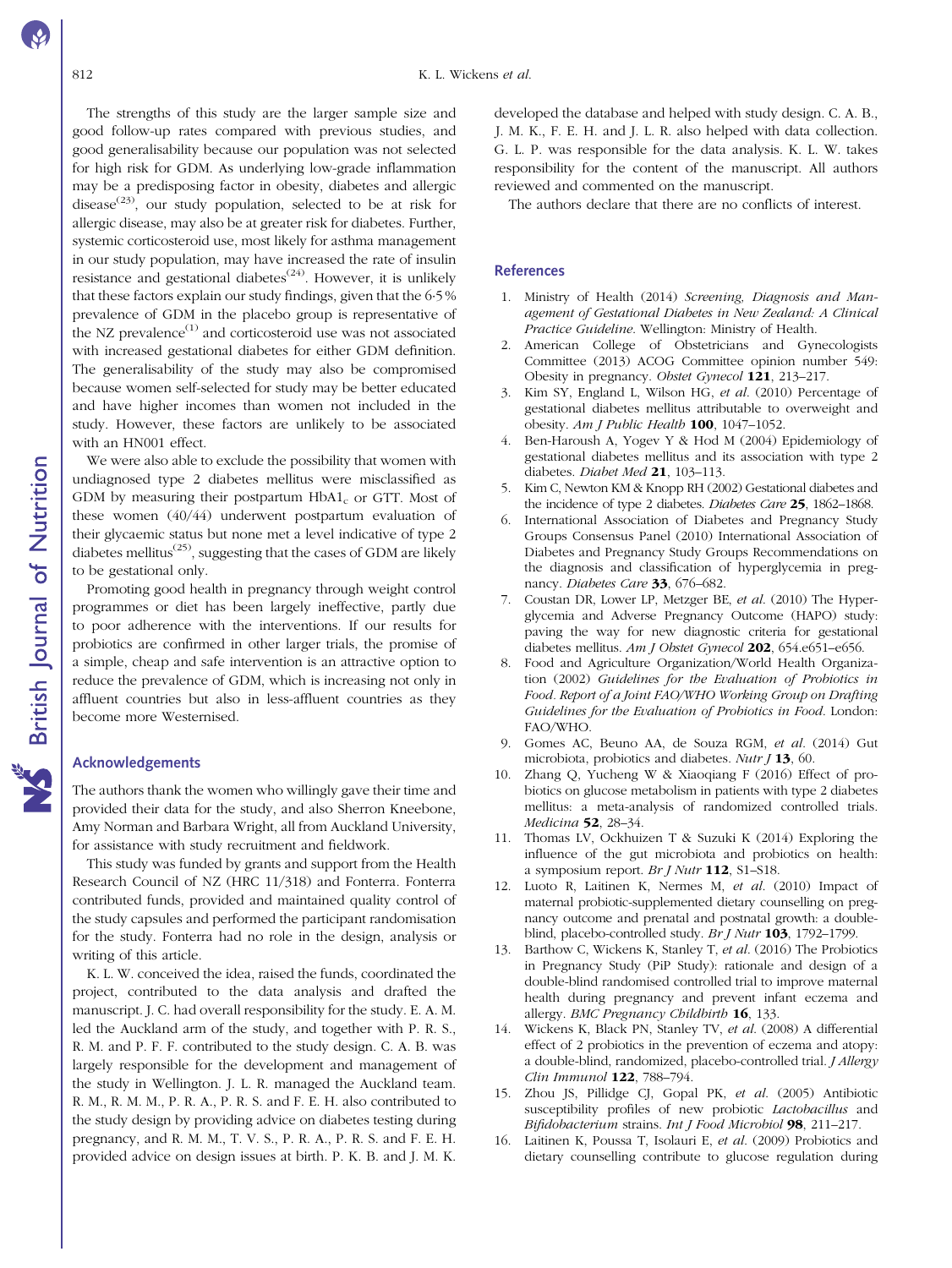The strengths of this study are the larger sample size and good follow-up rates compared with previous studies, and good generalisability because our population was not selected for high risk for GDM. As underlying low-grade inflammation may be a predisposing factor in obesity, diabetes and allergic disease[23], our study population, selected to be at risk for allergic disease, may also be at greater risk for diabetes. Further, systemic corticosteroid use, most likely for asthma management in our study population, may have increased the rate of insulin resistance and gestational diabetes[24]. However, it is unlikely that these factors explain our study findings, given that the 6·5 % prevalence of GDM in the placebo group is representative of the NZ prevalence[1] and corticosteroid use was not associated with increased gestational diabetes for either GDM definition. The generalisability of the study may also be compromised because women self-selected for study may be better educated and have higher incomes than women not included in the study. However, these factors are unlikely to be associated with an HN001 effect.

We were also able to exclude the possibility that women with undiagnosed type 2 diabetes mellitus were misclassified as GDM by measuring their postpartum $HbA1_c$ or GTT. Most of these women (40/44) underwent postpartum evaluation of their glycaemic status but none met a level indicative of type 2 diabetes mellitus[25], suggesting that the cases of GDM are likely to be gestational only.

Promoting good health in pregnancy through weight control programmes or diet has been largely ineffective, partly due to poor adherence with the interventions. If our results for probiotics are confirmed in other larger trials, the promise of a simple, cheap and safe intervention is an attractive option to reduce the prevalence of GDM, which is increasing not only in affluent countries but also in less-affluent countries as they become more Westernised.

## Acknowledgements

The authors thank the women who willingly gave their time and provided their data for the study, and also Sherron Kneebone, Amy Norman and Barbara Wright, all from Auckland University, for assistance with study recruitment and fieldwork.

This study was funded by grants and support from the Health Research Council of NZ (HRC 11/318) and Fonterra. Fonterra contributed funds, provided and maintained quality control of the study capsules and performed the participant randomisation for the study. Fonterra had no role in the design, analysis or writing of this article.

K. L. W. conceived the idea, raised the funds, coordinated the project, contributed to the data analysis and drafted the manuscript. J. C. had overall responsibility for the study. E. A. M. led the Auckland arm of the study, and together with P. R. S., R. M. and P. F. F. contributed to the study design. C. A. B. was largely responsible for the development and management of the study in Wellington. J. L. R. managed the Auckland team. R. M., R. M. M., P. R. A., P. R. S. and F. E. H. also contributed to the study design by providing advice on diabetes testing during pregnancy, and R. M. M., T. V. S., P. R. A., P. R. S. and F. E. H. provided advice on design issues at birth. P. K. B. and J. M. K. developed the database and helped with study design. C. A. B., J. M. K., F. E. H. and J. L. R. also helped with data collection. G. L. P. was responsible for the data analysis. K. L. W. takes responsibility for the content of the manuscript. All authors reviewed and commented on the manuscript.

The authors declare that there are no conflicts of interest.

## References

1. Ministry of Health (2014) *Screening, Diagnosis and Management of Gestational Diabetes in New Zealand: A Clinical Practice Guideline*. Wellington: Ministry of Health.
2. American College of Obstetricians and Gynecologists Committee (2013) ACOG Committee opinion number 549: Obesity in pregnancy. *Obstet Gynecol* **121**, 213–217.
3. Kim SY, England L, Wilson HG, *et al.* (2010) Percentage of gestational diabetes mellitus attributable to overweight and obesity. *Am J Public Health* **100**, 1047–1052.
4. Ben-Haroush A, Yogev Y & Hod M (2004) Epidemiology of gestational diabetes mellitus and its association with type 2 diabetes. *Diabet Med* **21**, 103–113.
5. Kim C, Newton KM & Knopp RH (2002) Gestational diabetes and the incidence of type 2 diabetes. *Diabetes Care* **25**, 1862–1868.
6. International Association of Diabetes and Pregnancy Study Groups Consensus Panel (2010) International Association of Diabetes and Pregnancy Study Groups Recommendations on the diagnosis and classification of hyperglycemia in pregnancy. *Diabetes Care* **33**, 676–682.
7. Coustan DR, Lowe LP, Metzger BE, *et al.* (2010) The Hyperglycemia and Adverse Pregnancy Outcome (HAPO) study: paving the way for new diagnostic criteria for gestational diabetes mellitus. *Am J Obstet Gynecol* **202**, 654.e651–e656.
8. Food and Agriculture Organization/World Health Organization (2002) *Guidelines for the Evaluation of Probiotics in Food. Report of a Joint FAO/WHO Working Group on Drafting Guidelines for the Evaluation of Probiotics in Food*. London: FAO/WHO.
9. Gomes AC, Beuno AA, de Souza RGM, *et al.* (2014) Gut microbiota, probiotics and diabetes. *Nutr J* **13**, 60.
10. Zhang Q, Yucheng W & Xiaoqiang F (2016) Effect of probiotics on glucose metabolism in patients with type 2 diabetes mellitus: a meta-analysis of randomized controlled trials. *Medicina* **52**, 28–34.
11. Thomas LV, Ockhuizen T & Suzuki K (2014) Exploring the influence of the gut microbiota and probiotics on health: a symposium report. *Br J Nutr* **112**, S1–S18.
12. Luoto R, Laitinen K, Nermes M, *et al.* (2010) Impact of maternal probiotic-supplemented dietary counselling on pregnancy outcome and prenatal and postnatal growth: a double-blind, placebo-controlled study. *Br J Nutr* **103**, 1792–1799.
13. Barthow C, Wickens K, Stanley T, *et al.* (2016) The Probiotics in Pregnancy Study (PiP Study): rationale and design of a double-blind randomised controlled trial to improve maternal health during pregnancy and prevent infant eczema and allergy. *BMC Pregnancy Childbirth* **16**, 133.
14. Wickens K, Black PN, Stanley TV, *et al.* (2008) A differential effect of 2 probiotics in the prevention of eczema and atopy: a double-blind, randomized, placebo-controlled trial. *J Allergy Clin Immunol* **122**, 788–794.
15. Zhou JS, Pillidge CJ, Gopal PK, *et al.* (2005) Antibiotic susceptibility profiles of new probiotic *Lactobacillus* and *Bifidobacterium* strains. *Int J Food Microbiol* **98**, 211–217.
16. Laitinen K, Poussa T, Isolauri E, *et al.* (2009) Probiotics and dietary counselling contribute to glucose regulation during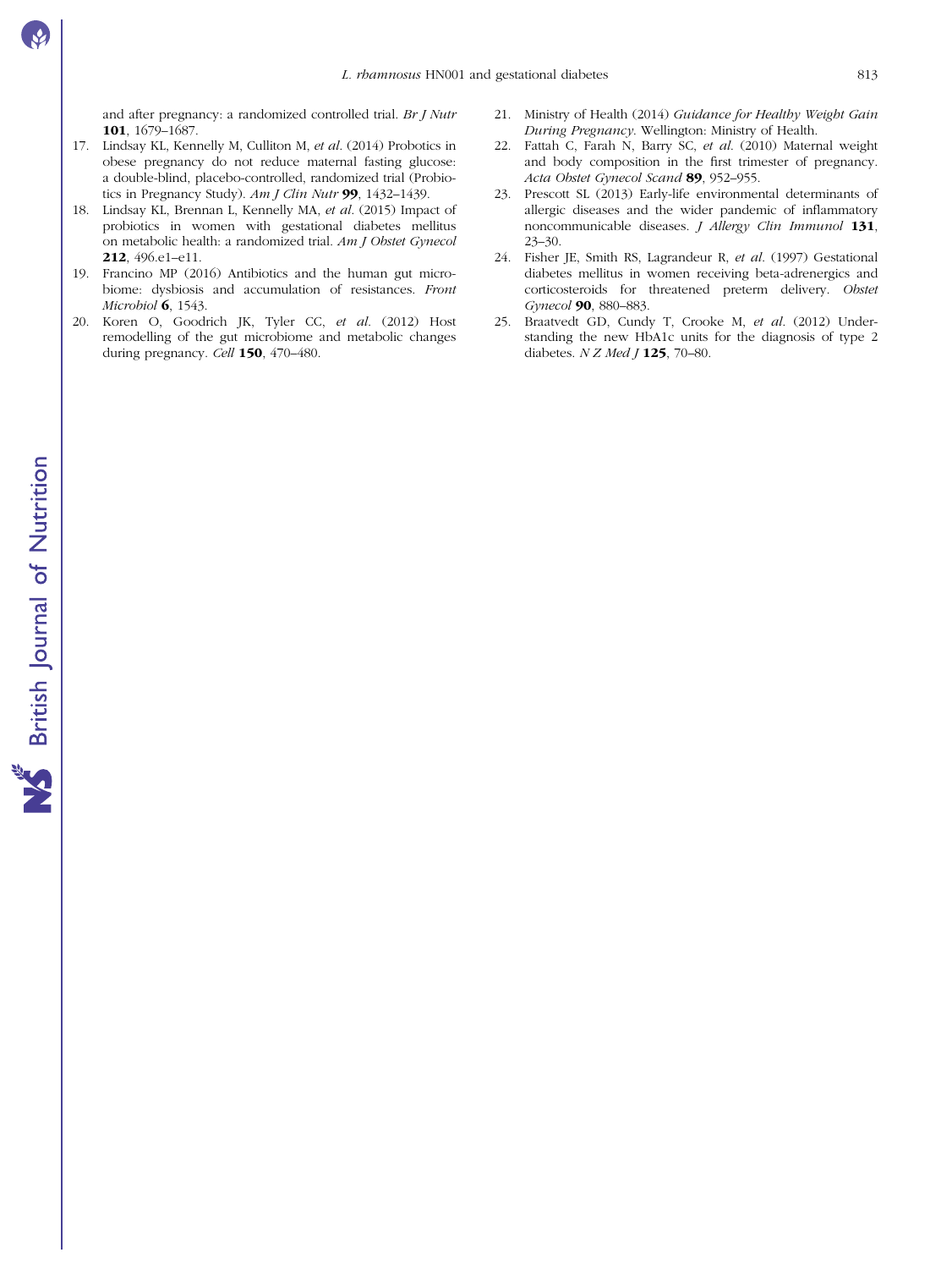and after pregnancy: a randomized controlled trial. *Br J Nutr* **101**, 1679–1687.

17. Lindsay KL, Kennelly M, Culliton M, *et al.* (2014) Probotics in obese pregnancy do not reduce maternal fasting glucose: a double-blind, placebo-controlled, randomized trial (Probiotics in Pregnancy Study). *Am J Clin Nutr* **99**, 1432–1439.
18. Lindsay KL, Brennan L, Kennelly MA, *et al.* (2015) Impact of probiotics in women with gestational diabetes mellitus on metabolic health: a randomized trial. *Am J Obstet Gynecol* **212**, 496.e1–e11.
19. Francino MP (2016) Antibiotics and the human gut microbiome: dysbiosis and accumulation of resistances. *Front Microbiol* **6**, 1543.
20. Koren O, Goodrich JK, Tyler CC, *et al.* (2012) Host remodelling of the gut microbiome and metabolic changes during pregnancy. *Cell* **150**, 470–480.
21. Ministry of Health (2014) *Guidance for Healthy Weight Gain During Pregnancy*. Wellington: Ministry of Health.
22. Fattah C, Farah N, Barry SC, *et al.* (2010) Maternal weight and body composition in the first trimester of pregnancy. *Acta Obstet Gynecol Scand* **89**, 952–955.
23. Prescott SL (2013) Early-life environmental determinants of allergic diseases and the wider pandemic of inflammatory noncommunicable diseases. *J Allergy Clin Immunol* **131**, 23–30.
24. Fisher JE, Smith RS, Lagrandeur R, *et al.* (1997) Gestational diabetes mellitus in women receiving beta-adrenergics and corticosteroids for threatened preterm delivery. *Obstet Gynecol* **90**, 880–883.
25. Braatvedt GD, Cundy T, Crooke M, *et al.* (2012) Understanding the new HbA1c units for the diagnosis of type 2 diabetes. *N Z Med J* **125**, 70–80.